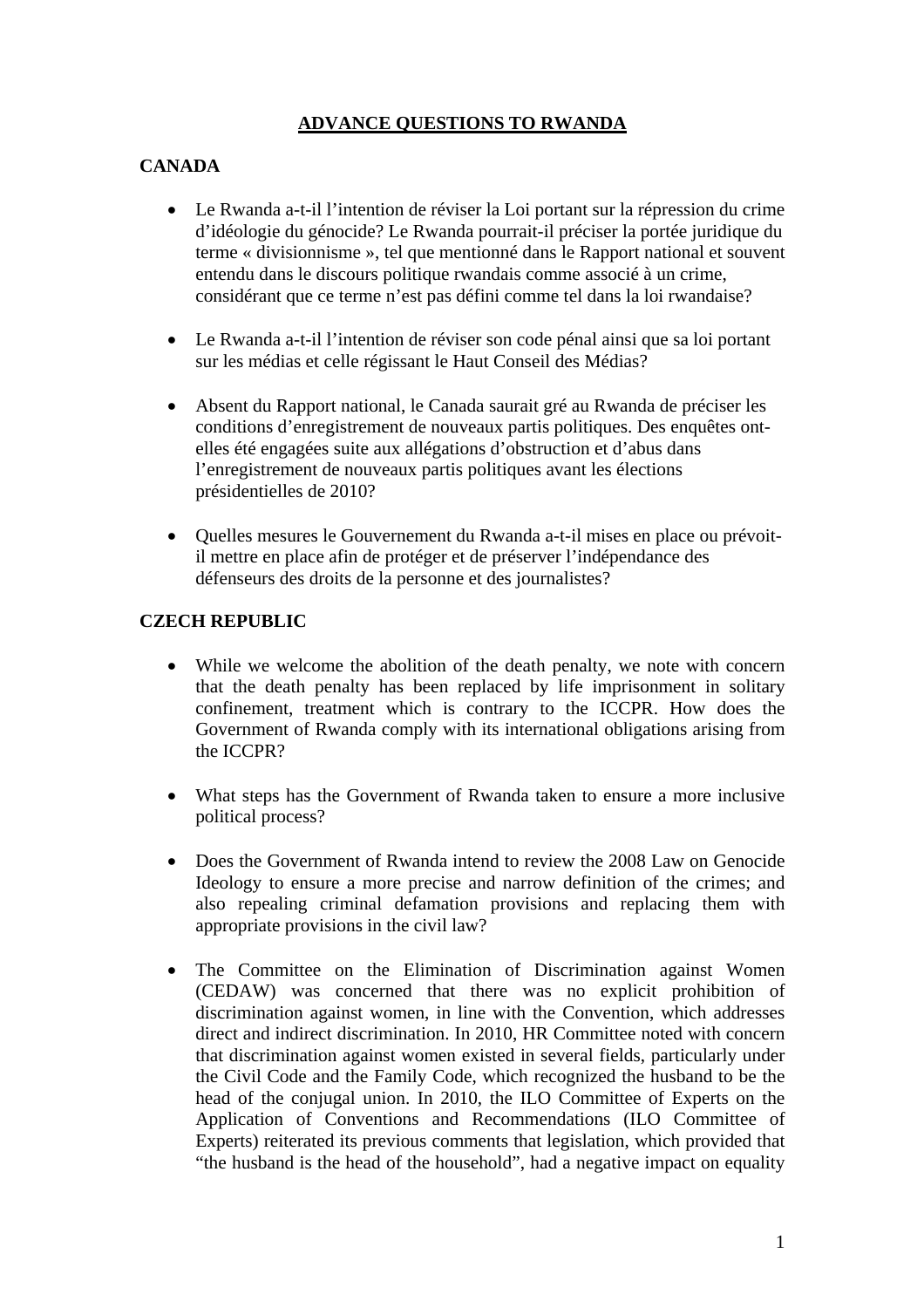# ADVANCE QUESTIONS TO RWANDA

## CANADA

- Le Rwanda a-t-il l'intention de réviser la Loi portant sur la répression du crime d'idéologie du génocide? Le Rwanda pourrait-il préciser la portée juridique du terme « divisionnisme », tel que mentionné dans le Rapport national et souvent entendu dans le discours politique rwandais comme associé à un crime, considérant que ce terme n'est pas défini comme tel dans la loi rwandaise?

- Le Rwanda a-t-il l'intention de réviser son code pénal ainsi que sa loi portant sur les médias et celle régissant le Haut Conseil des Médias?

- Absent du Rapport national, le Canada saurait gré au Rwanda de préciser les conditions d'enregistrement de nouveaux partis politiques. Des enquêtes ont-elles été engagées suite aux allégations d'obstruction et d'abus dans l'enregistrement de nouveaux partis politiques avant les élections présidentielles de 2010?

- Quelles mesures le Gouvernement du Rwanda a-t-il mises en place ou prévoit-il mettre en place afin de protéger et de préserver l'indépendance des défenseurs des droits de la personne et des journalistes?

## CZECH REPUBLIC

- While we welcome the abolition of the death penalty, we note with concern that the death penalty has been replaced by life imprisonment in solitary confinement, treatment which is contrary to the ICCPR. How does the Government of Rwanda comply with its international obligations arising from the ICCPR?

- What steps has the Government of Rwanda taken to ensure a more inclusive political process?

- Does the Government of Rwanda intend to review the 2008 Law on Genocide Ideology to ensure a more precise and narrow definition of the crimes; and also repealing criminal defamation provisions and replacing them with appropriate provisions in the civil law?

- The Committee on the Elimination of Discrimination against Women (CEDAW) was concerned that there was no explicit prohibition of discrimination against women, in line with the Convention, which addresses direct and indirect discrimination. In 2010, HR Committee noted with concern that discrimination against women existed in several fields, particularly under the Civil Code and the Family Code, which recognized the husband to be the head of the conjugal union. In 2010, the ILO Committee of Experts on the Application of Conventions and Recommendations (ILO Committee of Experts) reiterated its previous comments that legislation, which provided that "the husband is the head of the household", had a negative impact on equality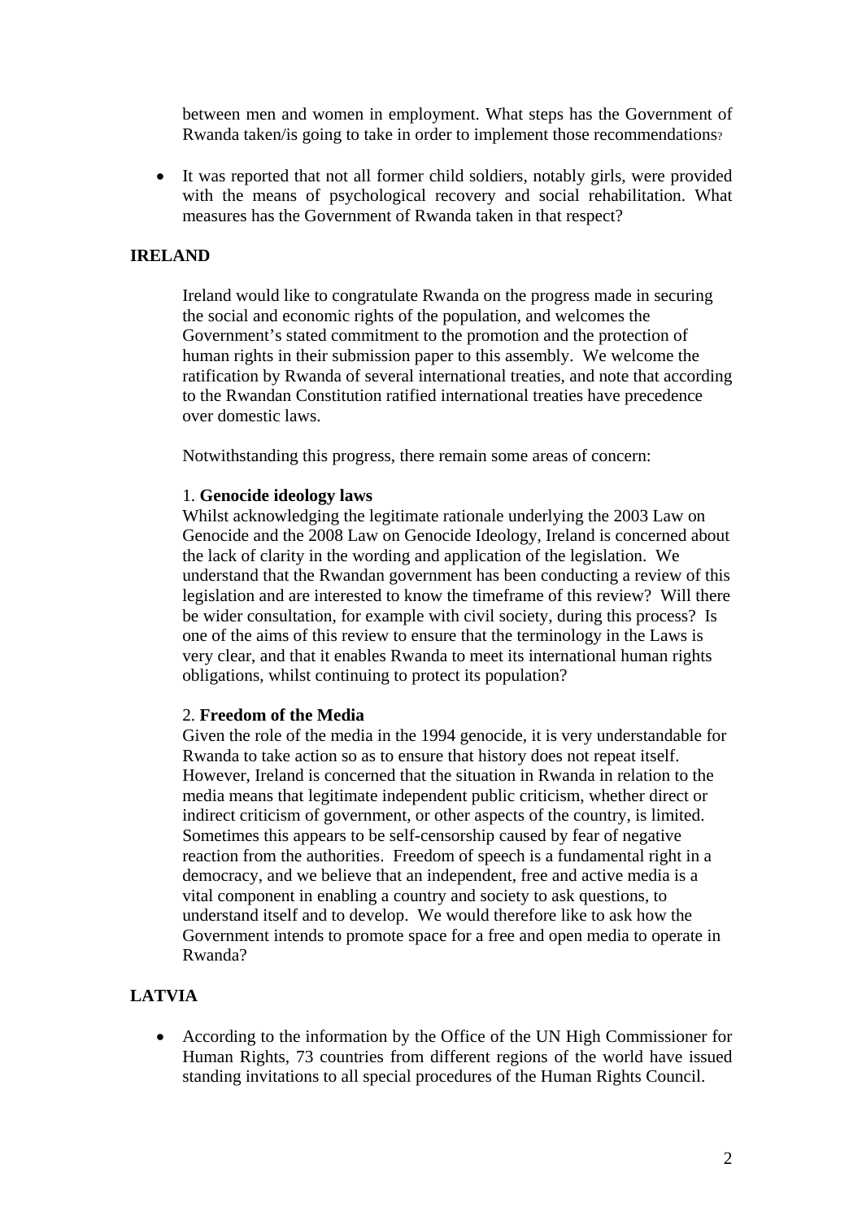between men and women in employment. What steps has the Government of Rwanda taken/is going to take in order to implement those recommendations?

- It was reported that not all former child soldiers, notably girls, were provided with the means of psychological recovery and social rehabilitation. What measures has the Government of Rwanda taken in that respect?

**IRELAND**

Ireland would like to congratulate Rwanda on the progress made in securing the social and economic rights of the population, and welcomes the Government's stated commitment to the promotion and the protection of human rights in their submission paper to this assembly. We welcome the ratification by Rwanda of several international treaties, and note that according to the Rwandan Constitution ratified international treaties have precedence over domestic laws.

Notwithstanding this progress, there remain some areas of concern:

1. **Genocide ideology laws**
Whilst acknowledging the legitimate rationale underlying the 2003 Law on Genocide and the 2008 Law on Genocide Ideology, Ireland is concerned about the lack of clarity in the wording and application of the legislation. We understand that the Rwandan government has been conducting a review of this legislation and are interested to know the timeframe of this review? Will there be wider consultation, for example with civil society, during this process? Is one of the aims of this review to ensure that the terminology in the Laws is very clear, and that it enables Rwanda to meet its international human rights obligations, whilst continuing to protect its population?

2. **Freedom of the Media**
Given the role of the media in the 1994 genocide, it is very understandable for Rwanda to take action so as to ensure that history does not repeat itself. However, Ireland is concerned that the situation in Rwanda in relation to the media means that legitimate independent public criticism, whether direct or indirect criticism of government, or other aspects of the country, is limited. Sometimes this appears to be self-censorship caused by fear of negative reaction from the authorities. Freedom of speech is a fundamental right in a democracy, and we believe that an independent, free and active media is a vital component in enabling a country and society to ask questions, to understand itself and to develop. We would therefore like to ask how the Government intends to promote space for a free and open media to operate in Rwanda?

**LATVIA**

- According to the information by the Office of the UN High Commissioner for Human Rights, 73 countries from different regions of the world have issued standing invitations to all special procedures of the Human Rights Council.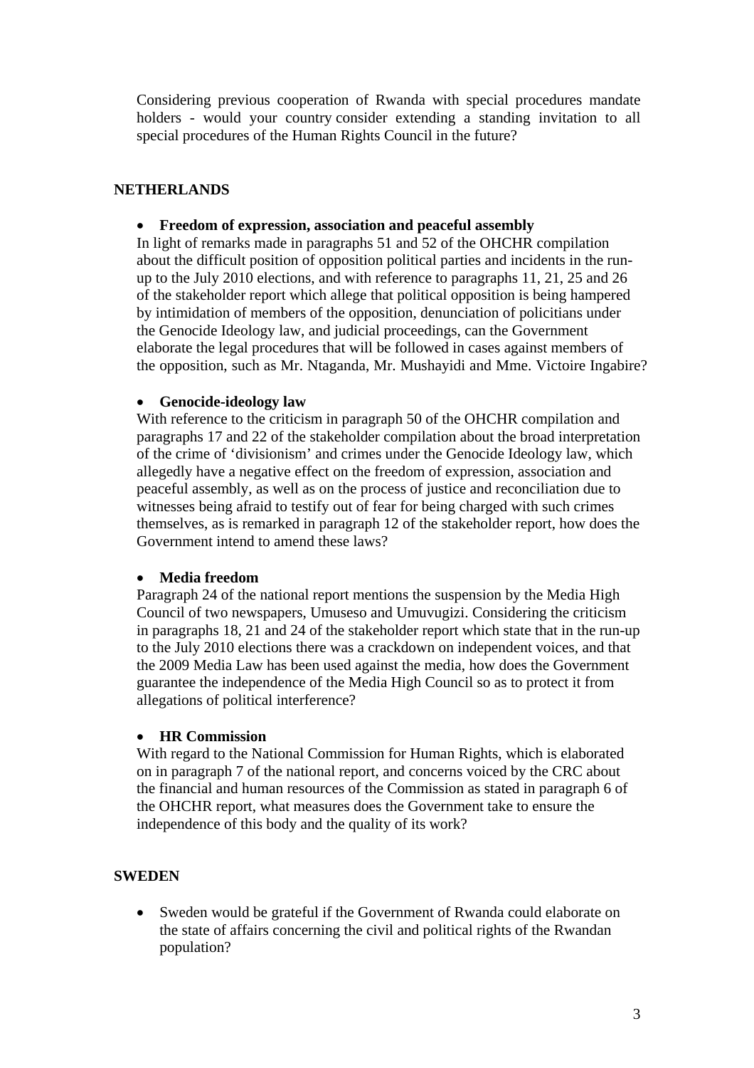Considering previous cooperation of Rwanda with special procedures mandate holders - would your country consider extending a standing invitation to all special procedures of the Human Rights Council in the future?

**NETHERLANDS**

- **Freedom of expression, association and peaceful assembly**

In light of remarks made in paragraphs 51 and 52 of the OHCHR compilation about the difficult position of opposition political parties and incidents in the run-up to the July 2010 elections, and with reference to paragraphs 11, 21, 25 and 26 of the stakeholder report which allege that political opposition is being hampered by intimidation of members of the opposition, denunciation of policitians under the Genocide Ideology law, and judicial proceedings, can the Government elaborate the legal procedures that will be followed in cases against members of the opposition, such as Mr. Ntaganda, Mr. Mushayidi and Mme. Victoire Ingabire?

- **Genocide-ideology law**

With reference to the criticism in paragraph 50 of the OHCHR compilation and paragraphs 17 and 22 of the stakeholder compilation about the broad interpretation of the crime of 'divisionism' and crimes under the Genocide Ideology law, which allegedly have a negative effect on the freedom of expression, association and peaceful assembly, as well as on the process of justice and reconciliation due to witnesses being afraid to testify out of fear for being charged with such crimes themselves, as is remarked in paragraph 12 of the stakeholder report, how does the Government intend to amend these laws?

- **Media freedom**

Paragraph 24 of the national report mentions the suspension by the Media High Council of two newspapers, Umuseso and Umuvugizi. Considering the criticism in paragraphs 18, 21 and 24 of the stakeholder report which state that in the run-up to the July 2010 elections there was a crackdown on independent voices, and that the 2009 Media Law has been used against the media, how does the Government guarantee the independence of the Media High Council so as to protect it from allegations of political interference?

- **HR Commission**

With regard to the National Commission for Human Rights, which is elaborated on in paragraph 7 of the national report, and concerns voiced by the CRC about the financial and human resources of the Commission as stated in paragraph 6 of the OHCHR report, what measures does the Government take to ensure the independence of this body and the quality of its work?

**SWEDEN**

- Sweden would be grateful if the Government of Rwanda could elaborate on the state of affairs concerning the civil and political rights of the Rwandan population?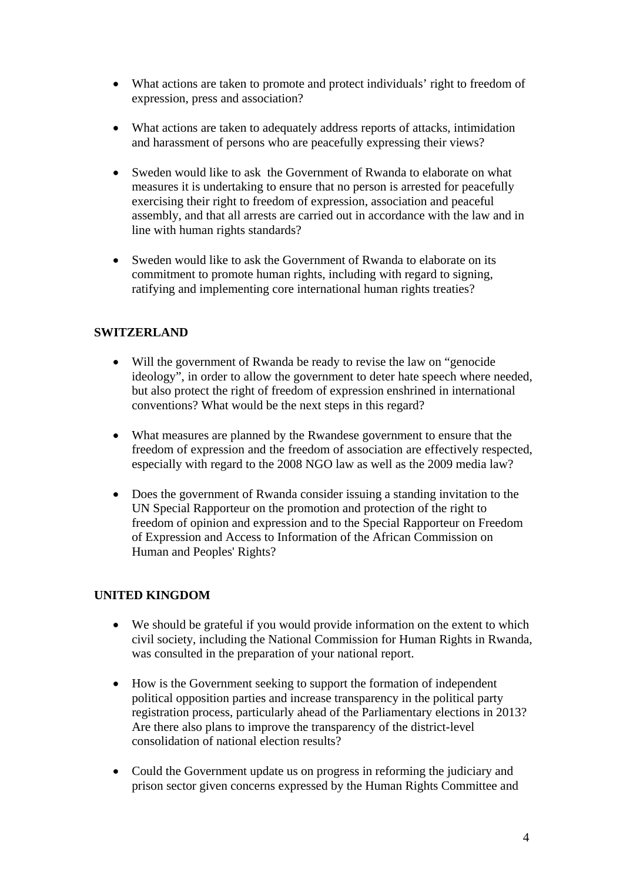- What actions are taken to promote and protect individuals' right to freedom of expression, press and association?

- What actions are taken to adequately address reports of attacks, intimidation and harassment of persons who are peacefully expressing their views?

- Sweden would like to ask the Government of Rwanda to elaborate on what measures it is undertaking to ensure that no person is arrested for peacefully exercising their right to freedom of expression, association and peaceful assembly, and that all arrests are carried out in accordance with the law and in line with human rights standards?

- Sweden would like to ask the Government of Rwanda to elaborate on its commitment to promote human rights, including with regard to signing, ratifying and implementing core international human rights treaties?

**SWITZERLAND**

- Will the government of Rwanda be ready to revise the law on "genocide ideology", in order to allow the government to deter hate speech where needed, but also protect the right of freedom of expression enshrined in international conventions? What would be the next steps in this regard?

- What measures are planned by the Rwandese government to ensure that the freedom of expression and the freedom of association are effectively respected, especially with regard to the 2008 NGO law as well as the 2009 media law?

- Does the government of Rwanda consider issuing a standing invitation to the UN Special Rapporteur on the promotion and protection of the right to freedom of opinion and expression and to the Special Rapporteur on Freedom of Expression and Access to Information of the African Commission on Human and Peoples' Rights?

**UNITED KINGDOM**

- We should be grateful if you would provide information on the extent to which civil society, including the National Commission for Human Rights in Rwanda, was consulted in the preparation of your national report.

- How is the Government seeking to support the formation of independent political opposition parties and increase transparency in the political party registration process, particularly ahead of the Parliamentary elections in 2013? Are there also plans to improve the transparency of the district-level consolidation of national election results?

- Could the Government update us on progress in reforming the judiciary and prison sector given concerns expressed by the Human Rights Committee and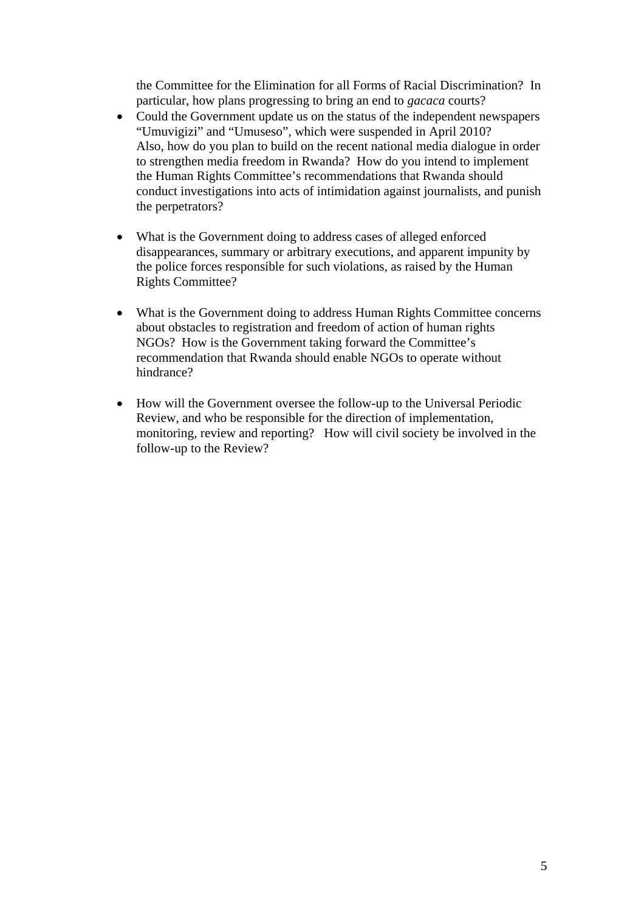the Committee for the Elimination for all Forms of Racial Discrimination? In particular, how plans progressing to bring an end to *gacaca* courts?

- Could the Government update us on the status of the independent newspapers “Umuvigizi” and “Umuseso”, which were suspended in April 2010? Also, how do you plan to build on the recent national media dialogue in order to strengthen media freedom in Rwanda? How do you intend to implement the Human Rights Committee’s recommendations that Rwanda should conduct investigations into acts of intimidation against journalists, and punish the perpetrators?

- What is the Government doing to address cases of alleged enforced disappearances, summary or arbitrary executions, and apparent impunity by the police forces responsible for such violations, as raised by the Human Rights Committee?

- What is the Government doing to address Human Rights Committee concerns about obstacles to registration and freedom of action of human rights NGOs? How is the Government taking forward the Committee’s recommendation that Rwanda should enable NGOs to operate without hindrance?

- How will the Government oversee the follow-up to the Universal Periodic Review, and who be responsible for the direction of implementation, monitoring, review and reporting? How will civil society be involved in the follow-up to the Review?